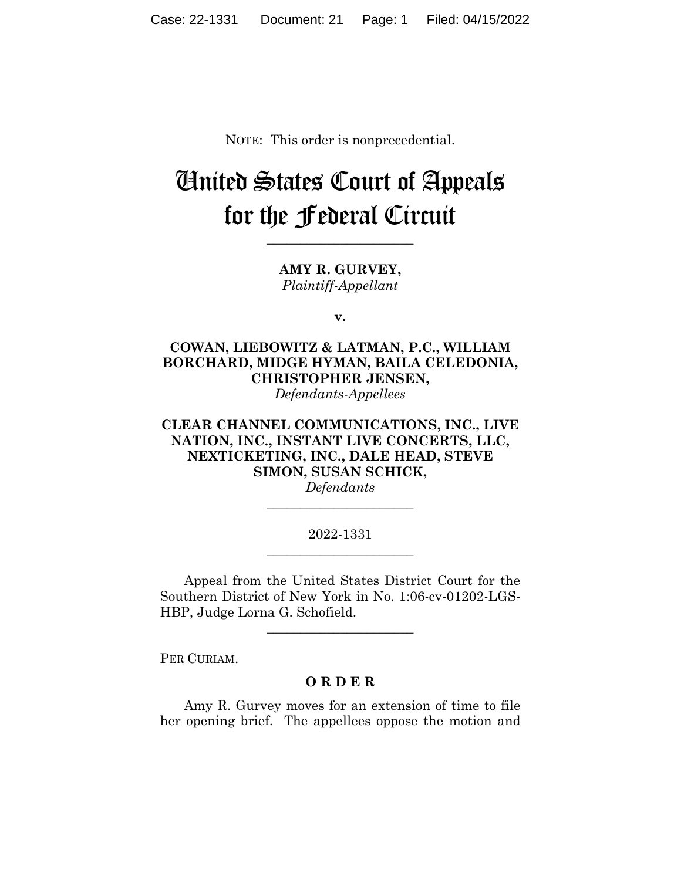NOTE: This order is nonprecedential.

# United States Court of Appeals for the Federal Circuit

______________________

**AMY R. GURVEY,**
*Plaintiff-Appellant*

**v.**

**COWAN, LIEBOWITZ & LATMAN, P.C., WILLIAM BORCHARD, MIDGE HYMAN, BAILA CELEDONIA, CHRISTOPHER JENSEN,**
*Defendants-Appellees*

**CLEAR CHANNEL COMMUNICATIONS, INC., LIVE NATION, INC., INSTANT LIVE CONCERTS, LLC, NEXTICKETING, INC., DALE HEAD, STEVE SIMON, SUSAN SCHICK,**
*Defendants*

______________________

2022-1331

______________________

Appeal from the United States District Court for the Southern District of New York in No. 1:06-cv-01202-LGS-HBP, Judge Lorna G. Schofield.

______________________

PER CURIAM.

**O R D E R**

Amy R. Gurvey moves for an extension of time to file her opening brief. The appellees oppose the motion and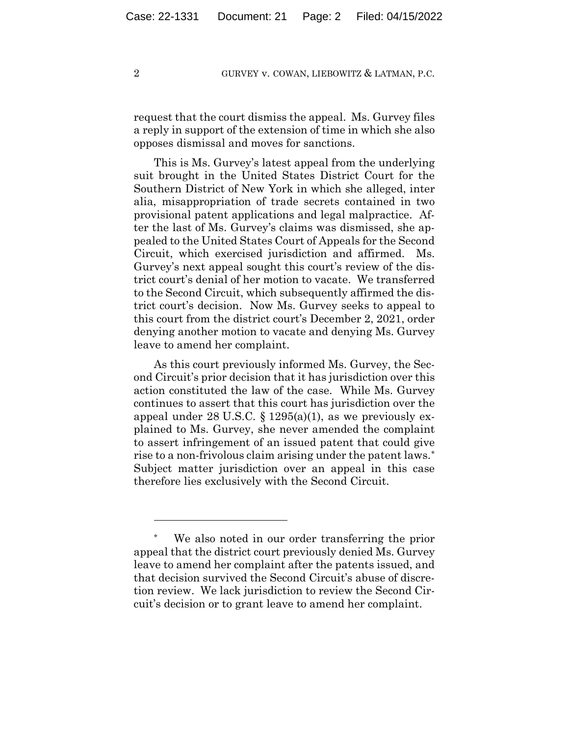request that the court dismiss the appeal. Ms. Gurvey files a reply in support of the extension of time in which she also opposes dismissal and moves for sanctions.

This is Ms. Gurvey's latest appeal from the underlying suit brought in the United States District Court for the Southern District of New York in which she alleged, inter alia, misappropriation of trade secrets contained in two provisional patent applications and legal malpractice. After the last of Ms. Gurvey's claims was dismissed, she appealed to the United States Court of Appeals for the Second Circuit, which exercised jurisdiction and affirmed. Ms. Gurvey's next appeal sought this court's review of the district court's denial of her motion to vacate. We transferred to the Second Circuit, which subsequently affirmed the district court's decision. Now Ms. Gurvey seeks to appeal to this court from the district court's December 2, 2021, order denying another motion to vacate and denying Ms. Gurvey leave to amend her complaint.

As this court previously informed Ms. Gurvey, the Second Circuit's prior decision that it has jurisdiction over this action constituted the law of the case. While Ms. Gurvey continues to assert that this court has jurisdiction over the appeal under 28 U.S.C. § 1295(a)(1), as we previously explained to Ms. Gurvey, she never amended the complaint to assert infringement of an issued patent that could give rise to a non-frivolous claim arising under the patent laws.[*] Subject matter jurisdiction over an appeal in this case therefore lies exclusively with the Second Circuit.

---

[*] We also noted in our order transferring the prior appeal that the district court previously denied Ms. Gurvey leave to amend her complaint after the patents issued, and that decision survived the Second Circuit's abuse of discretion review. We lack jurisdiction to review the Second Circuit's decision or to grant leave to amend her complaint.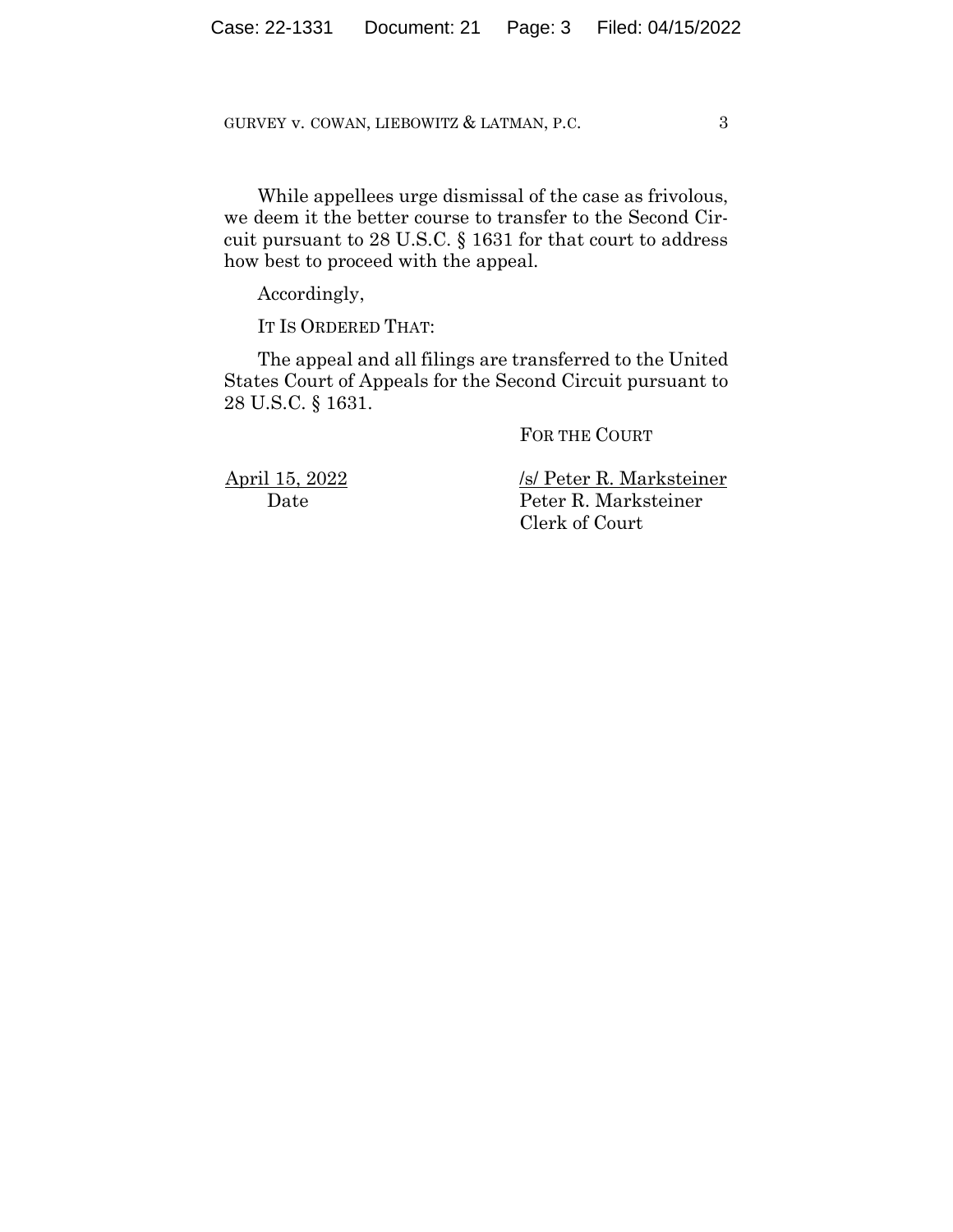While appellees urge dismissal of the case as frivolous, we deem it the better course to transfer to the Second Circuit pursuant to 28 U.S.C. § 1631 for that court to address how best to proceed with the appeal.

Accordingly,

IT IS ORDERED THAT:

The appeal and all filings are transferred to the United States Court of Appeals for the Second Circuit pursuant to 28 U.S.C. § 1631.

FOR THE COURT

April 15, 2022
Date

/s/ Peter R. Marksteiner
Peter R. Marksteiner
Clerk of Court